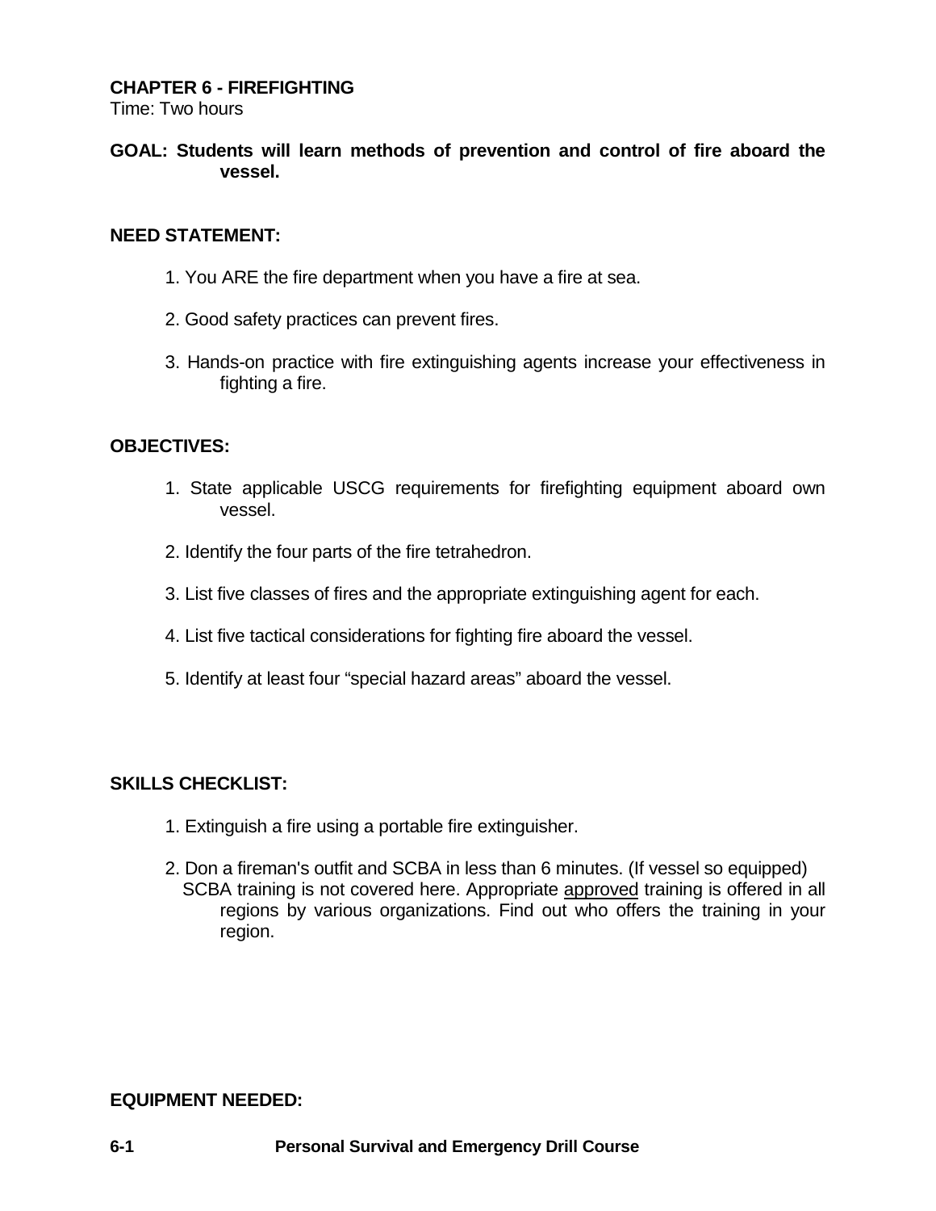# CHAPTER 6 - FIREFIGHTING

Time: Two hours

**GOAL: Students will learn methods of prevention and control of fire aboard the vessel.**

**NEED STATEMENT:**

1. You ARE the fire department when you have a fire at sea.

2. Good safety practices can prevent fires.

3. Hands-on practice with fire extinguishing agents increase your effectiveness in fighting a fire.

**OBJECTIVES:**

1. State applicable USCG requirements for firefighting equipment aboard own vessel.

2. Identify the four parts of the fire tetrahedron.

3. List five classes of fires and the appropriate extinguishing agent for each.

4. List five tactical considerations for fighting fire aboard the vessel.

5. Identify at least four "special hazard areas" aboard the vessel.

**SKILLS CHECKLIST:**

1. Extinguish a fire using a portable fire extinguisher.

2. Don a fireman's outfit and SCBA in less than 6 minutes. (If vessel so equipped) SCBA training is not covered here. Appropriate <u>approved</u> training is offered in all regions by various organizations. Find out who offers the training in your region.

**EQUIPMENT NEEDED:**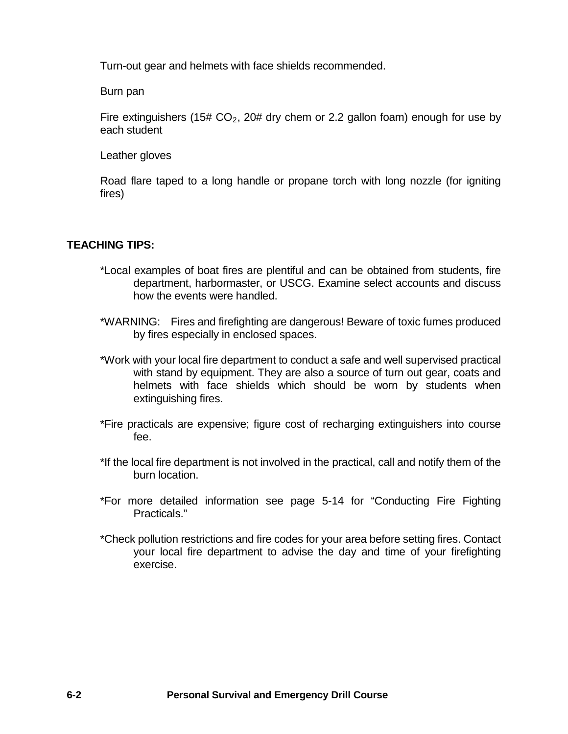Turn-out gear and helmets with face shields recommended.

Burn pan

Fire extinguishers (15# $CO_2$, 20# dry chem or 2.2 gallon foam) enough for use by each student

Leather gloves

Road flare taped to a long handle or propane torch with long nozzle (for igniting fires)

**TEACHING TIPS:**

*Local examples of boat fires are plentiful and can be obtained from students, fire department, harbormaster, or USCG. Examine select accounts and discuss how the events were handled.

*WARNING: Fires and firefighting are dangerous! Beware of toxic fumes produced by fires especially in enclosed spaces.

*Work with your local fire department to conduct a safe and well supervised practical with stand by equipment. They are also a source of turn out gear, coats and helmets with face shields which should be worn by students when extinguishing fires.

*Fire practicals are expensive; figure cost of recharging extinguishers into course fee.

*If the local fire department is not involved in the practical, call and notify them of the burn location.

*For more detailed information see page 5-14 for "Conducting Fire Fighting Practicals."

*Check pollution restrictions and fire codes for your area before setting fires. Contact your local fire department to advise the day and time of your firefighting exercise.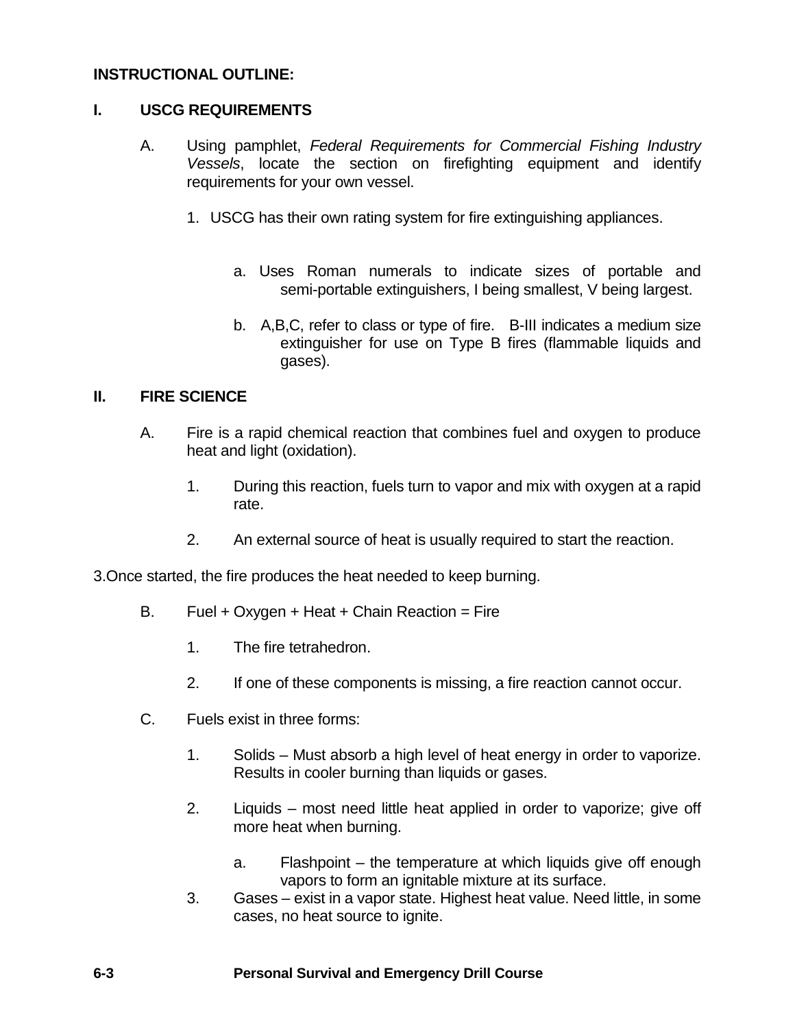**INSTRUCTIONAL OUTLINE:**

## I. USCG REQUIREMENTS

A. Using pamphlet, *Federal Requirements for Commercial Fishing Industry Vessels*, locate the section on firefighting equipment and identify requirements for your own vessel.

1. USCG has their own rating system for fire extinguishing appliances.

    a. Uses Roman numerals to indicate sizes of portable and semi-portable extinguishers, I being smallest, V being largest.

    b. A,B,C, refer to class or type of fire. B-III indicates a medium size extinguisher for use on Type B fires (flammable liquids and gases).

## II. FIRE SCIENCE

A. Fire is a rapid chemical reaction that combines fuel and oxygen to produce heat and light (oxidation).

1. During this reaction, fuels turn to vapor and mix with oxygen at a rapid rate.

2. An external source of heat is usually required to start the reaction.

3. Once started, the fire produces the heat needed to keep burning.

B. Fuel + Oxygen + Heat + Chain Reaction = Fire

1. The fire tetrahedron.

2. If one of these components is missing, a fire reaction cannot occur.

C. Fuels exist in three forms:

1. Solids – Must absorb a high level of heat energy in order to vaporize. Results in cooler burning than liquids or gases.

2. Liquids – most need little heat applied in order to vaporize; give off more heat when burning.

    a. Flashpoint – the temperature at which liquids give off enough vapors to form an ignitable mixture at its surface.

3. Gases – exist in a vapor state. Highest heat value. Need little, in some cases, no heat source to ignite.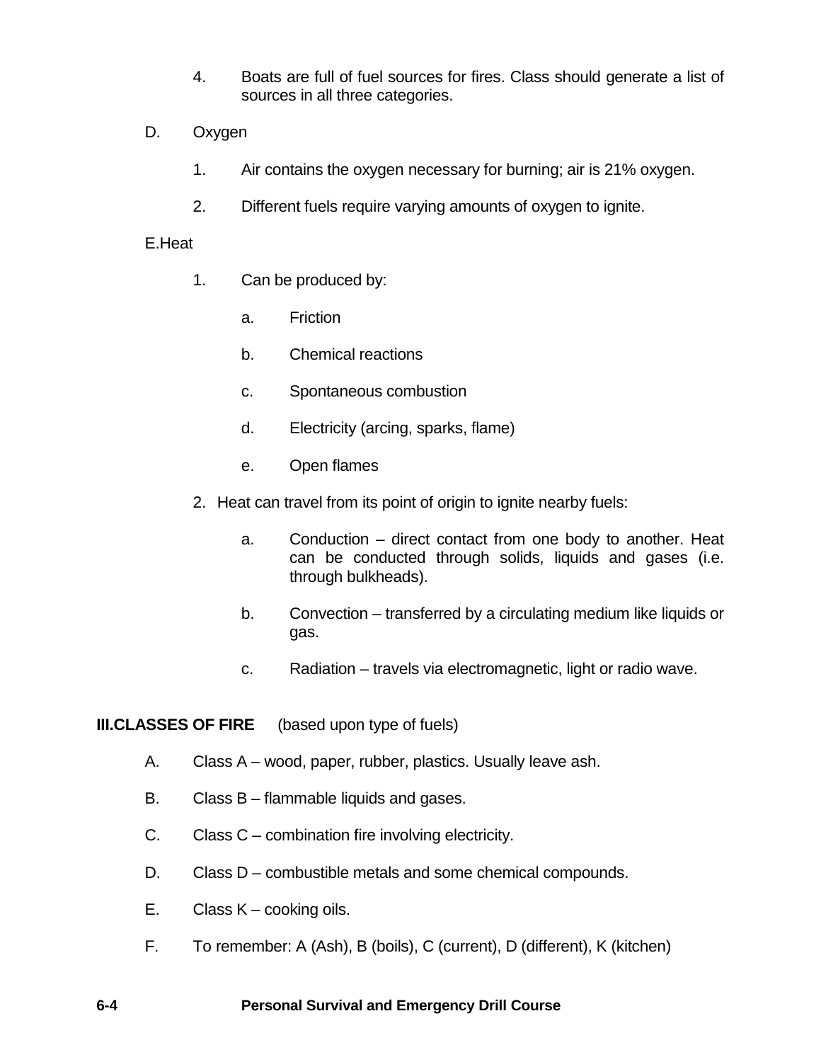4. Boats are full of fuel sources for fires. Class should generate a list of sources in all three categories.

D. Oxygen

1. Air contains the oxygen necessary for burning; air is 21% oxygen.

2. Different fuels require varying amounts of oxygen to ignite.

E.Heat

1. Can be produced by:

   a. Friction

   b. Chemical reactions

   c. Spontaneous combustion

   d. Electricity (arcing, sparks, flame)

   e. Open flames

2. Heat can travel from its point of origin to ignite nearby fuels:

   a. Conduction – direct contact from one body to another. Heat can be conducted through solids, liquids and gases (i.e. through bulkheads).

   b. Convection – transferred by a circulating medium like liquids or gas.

   c. Radiation – travels via electromagnetic, light or radio wave.

**III.CLASSES OF FIRE** (based upon type of fuels)

A. Class A – wood, paper, rubber, plastics. Usually leave ash.

B. Class B – flammable liquids and gases.

C. Class C – combination fire involving electricity.

D. Class D – combustible metals and some chemical compounds.

E. Class K – cooking oils.

F. To remember: A (Ash), B (boils), C (current), D (different), K (kitchen)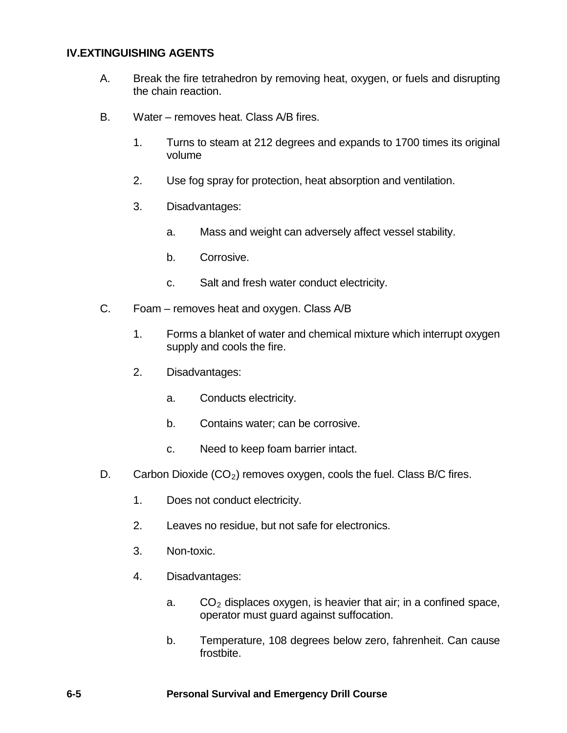## IV.EXTINGUISHING AGENTS

A. Break the fire tetrahedron by removing heat, oxygen, or fuels and disrupting the chain reaction.

B. Water – removes heat. Class A/B fires.

   1. Turns to steam at 212 degrees and expands to 1700 times its original volume

   2. Use fog spray for protection, heat absorption and ventilation.

   3. Disadvantages:

      a. Mass and weight can adversely affect vessel stability.

      b. Corrosive.

      c. Salt and fresh water conduct electricity.

C. Foam – removes heat and oxygen. Class A/B

   1. Forms a blanket of water and chemical mixture which interrupt oxygen supply and cools the fire.

   2. Disadvantages:

      a. Conducts electricity.

      b. Contains water; can be corrosive.

      c. Need to keep foam barrier intact.

D. Carbon Dioxide ($CO_2$) removes oxygen, cools the fuel. Class B/C fires.

   1. Does not conduct electricity.

   2. Leaves no residue, but not safe for electronics.

   3. Non-toxic.

   4. Disadvantages:

      a. $CO_2$ displaces oxygen, is heavier that air; in a confined space, operator must guard against suffocation.

      b. Temperature, 108 degrees below zero, fahrenheit. Can cause frostbite.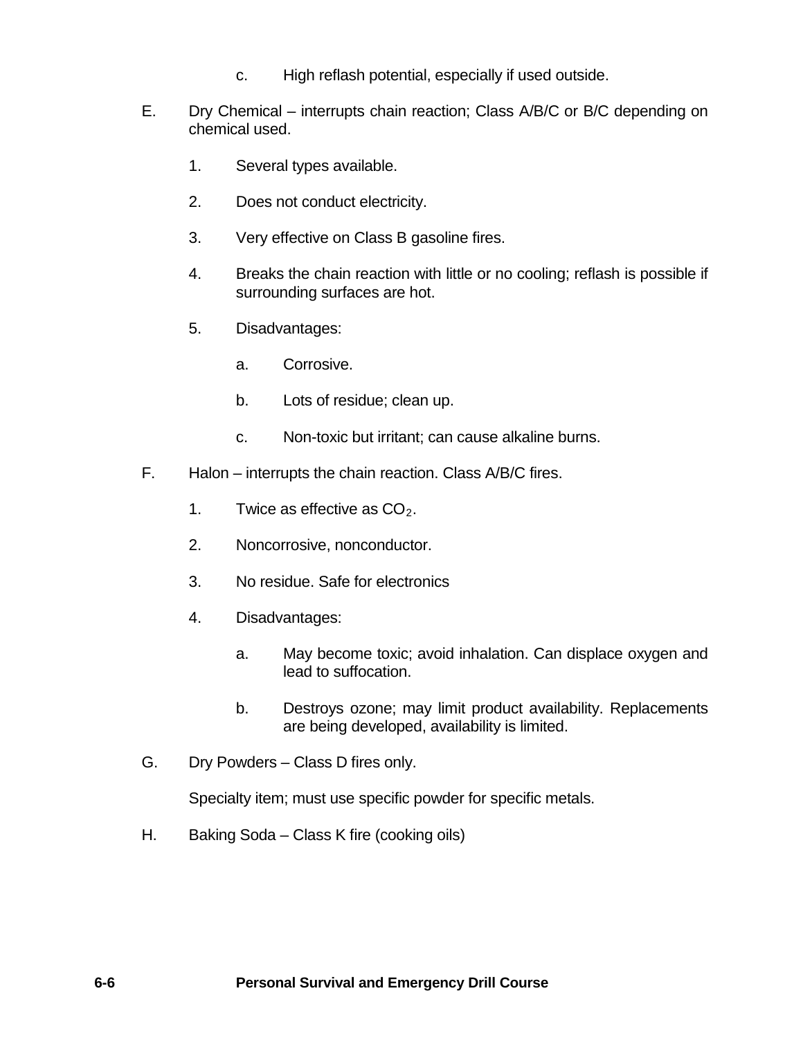c. High reflash potential, especially if used outside.

E. Dry Chemical – interrupts chain reaction; Class A/B/C or B/C depending on chemical used.

1. Several types available.

2. Does not conduct electricity.

3. Very effective on Class B gasoline fires.

4. Breaks the chain reaction with little or no cooling; reflash is possible if surrounding surfaces are hot.

5. Disadvantages:

   a. Corrosive.

   b. Lots of residue; clean up.

   c. Non-toxic but irritant; can cause alkaline burns.

F. Halon – interrupts the chain reaction. Class A/B/C fires.

1. Twice as effective as $CO_2$.

2. Noncorrosive, nonconductor.

3. No residue. Safe for electronics

4. Disadvantages:

   a. May become toxic; avoid inhalation. Can displace oxygen and lead to suffocation.

   b. Destroys ozone; may limit product availability. Replacements are being developed, availability is limited.

G. Dry Powders – Class D fires only.

Specialty item; must use specific powder for specific metals.

H. Baking Soda – Class K fire (cooking oils)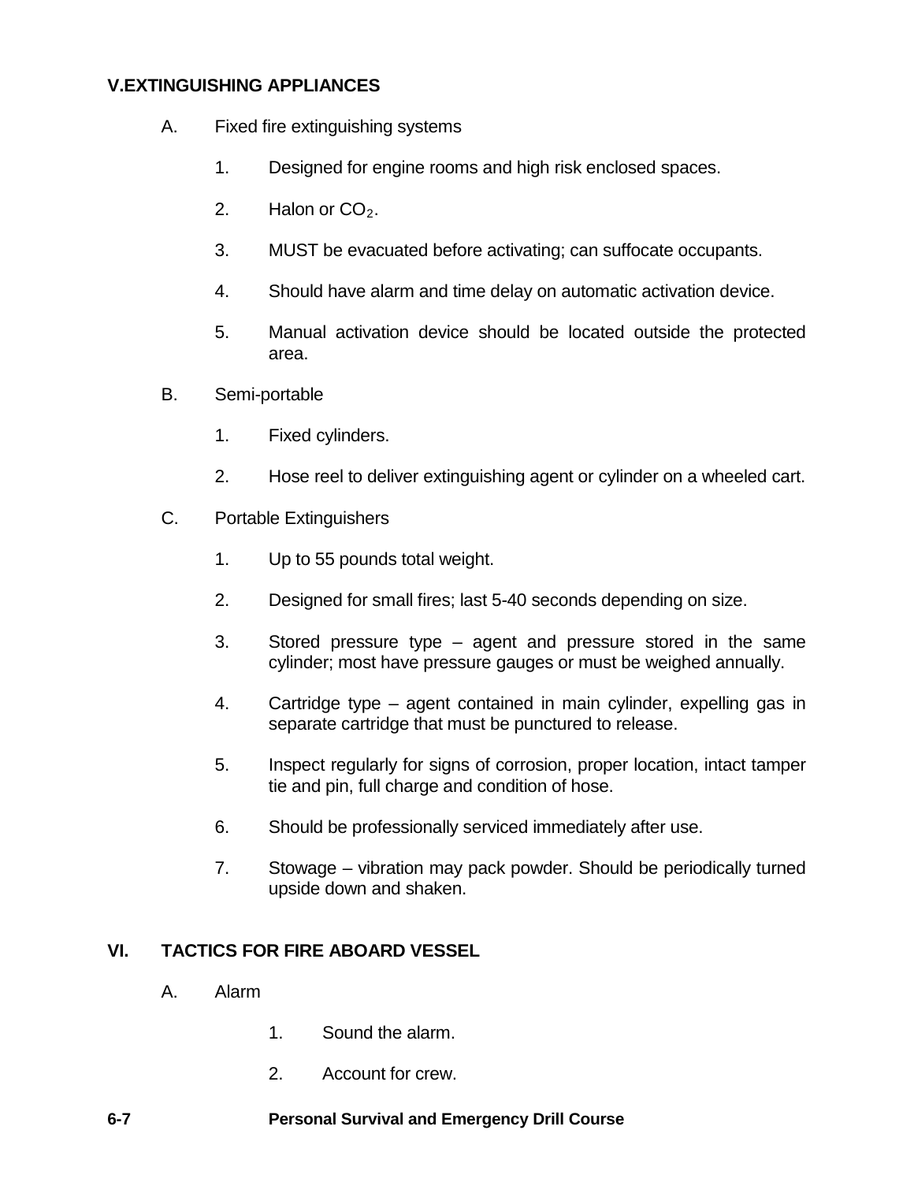## V.EXTINGUISHING APPLIANCES

A. Fixed fire extinguishing systems

1. Designed for engine rooms and high risk enclosed spaces.

2. Halon or $CO_2$.

3. MUST be evacuated before activating; can suffocate occupants.

4. Should have alarm and time delay on automatic activation device.

5. Manual activation device should be located outside the protected area.

B. Semi-portable

1. Fixed cylinders.

2. Hose reel to deliver extinguishing agent or cylinder on a wheeled cart.

C. Portable Extinguishers

1. Up to 55 pounds total weight.

2. Designed for small fires; last 5-40 seconds depending on size.

3. Stored pressure type – agent and pressure stored in the same cylinder; most have pressure gauges or must be weighed annually.

4. Cartridge type – agent contained in main cylinder, expelling gas in separate cartridge that must be punctured to release.

5. Inspect regularly for signs of corrosion, proper location, intact tamper tie and pin, full charge and condition of hose.

6. Should be professionally serviced immediately after use.

7. Stowage – vibration may pack powder. Should be periodically turned upside down and shaken.

## VI. TACTICS FOR FIRE ABOARD VESSEL

A. Alarm

1. Sound the alarm.

2. Account for crew.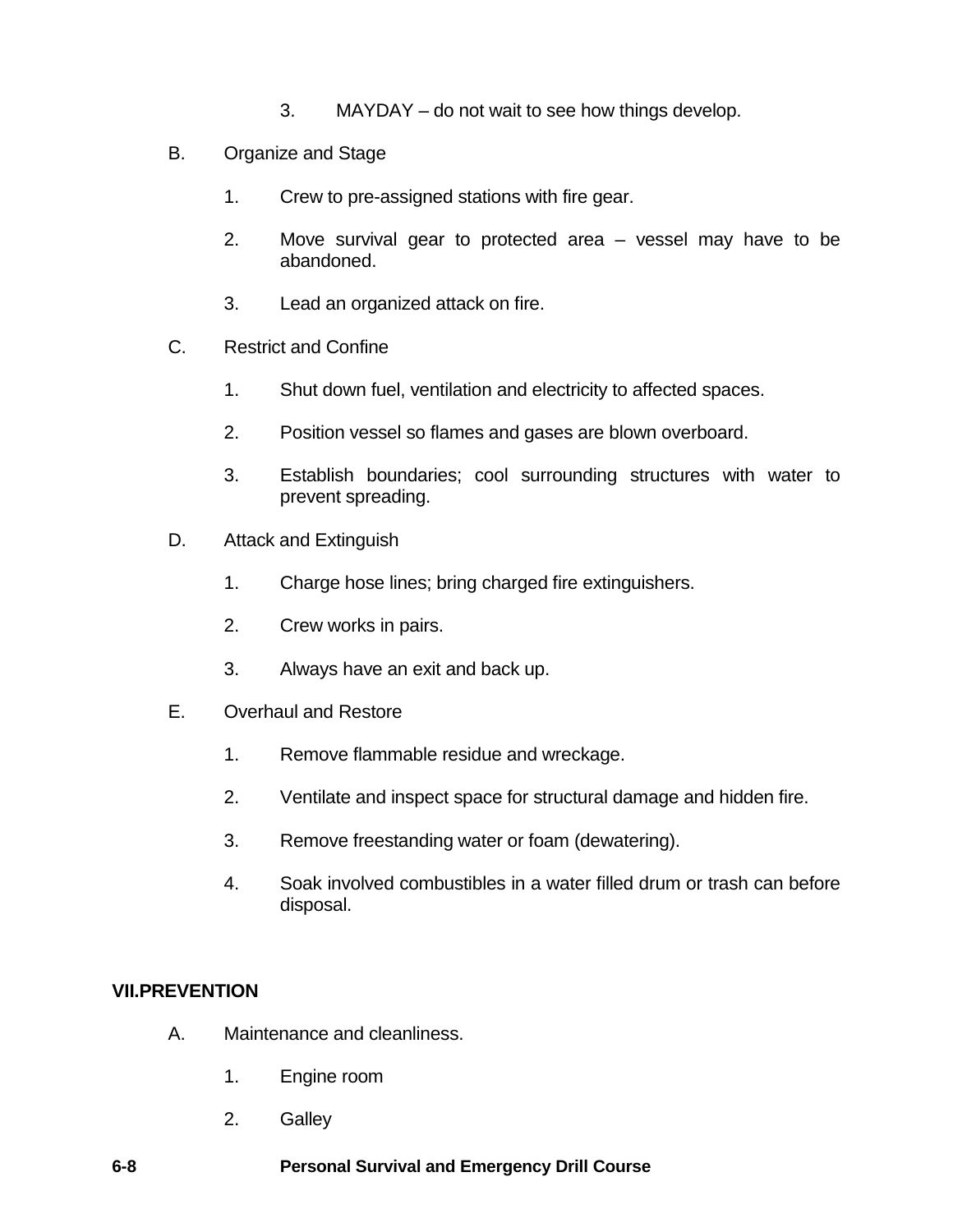3. MAYDAY – do not wait to see how things develop.

B. Organize and Stage

1. Crew to pre-assigned stations with fire gear.

2. Move survival gear to protected area – vessel may have to be abandoned.

3. Lead an organized attack on fire.

C. Restrict and Confine

1. Shut down fuel, ventilation and electricity to affected spaces.

2. Position vessel so flames and gases are blown overboard.

3. Establish boundaries; cool surrounding structures with water to prevent spreading.

D. Attack and Extinguish

1. Charge hose lines; bring charged fire extinguishers.

2. Crew works in pairs.

3. Always have an exit and back up.

E. Overhaul and Restore

1. Remove flammable residue and wreckage.

2. Ventilate and inspect space for structural damage and hidden fire.

3. Remove freestanding water or foam (dewatering).

4. Soak involved combustibles in a water filled drum or trash can before disposal.

## VII. PREVENTION

A. Maintenance and cleanliness.

1. Engine room

2. Galley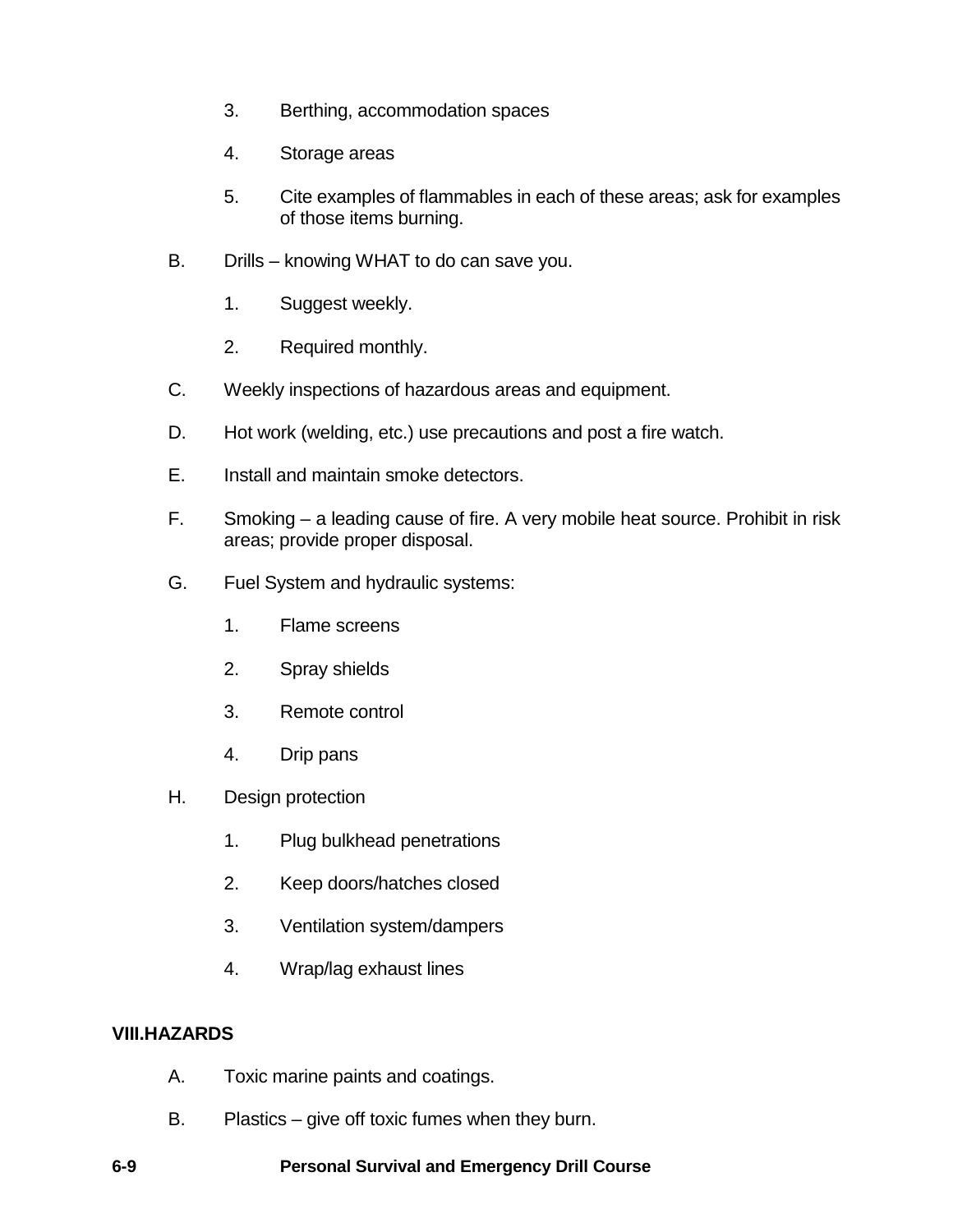3. Berthing, accommodation spaces

4. Storage areas

5. Cite examples of flammables in each of these areas; ask for examples of those items burning.

B. Drills – knowing WHAT to do can save you.

   1. Suggest weekly.

   2. Required monthly.

C. Weekly inspections of hazardous areas and equipment.

D. Hot work (welding, etc.) use precautions and post a fire watch.

E. Install and maintain smoke detectors.

F. Smoking – a leading cause of fire. A very mobile heat source. Prohibit in risk areas; provide proper disposal.

G. Fuel System and hydraulic systems:

   1. Flame screens

   2. Spray shields

   3. Remote control

   4. Drip pans

H. Design protection

   1. Plug bulkhead penetrations

   2. Keep doors/hatches closed

   3. Ventilation system/dampers

   4. Wrap/lag exhaust lines

**VIII.HAZARDS**

A. Toxic marine paints and coatings.

B. Plastics – give off toxic fumes when they burn.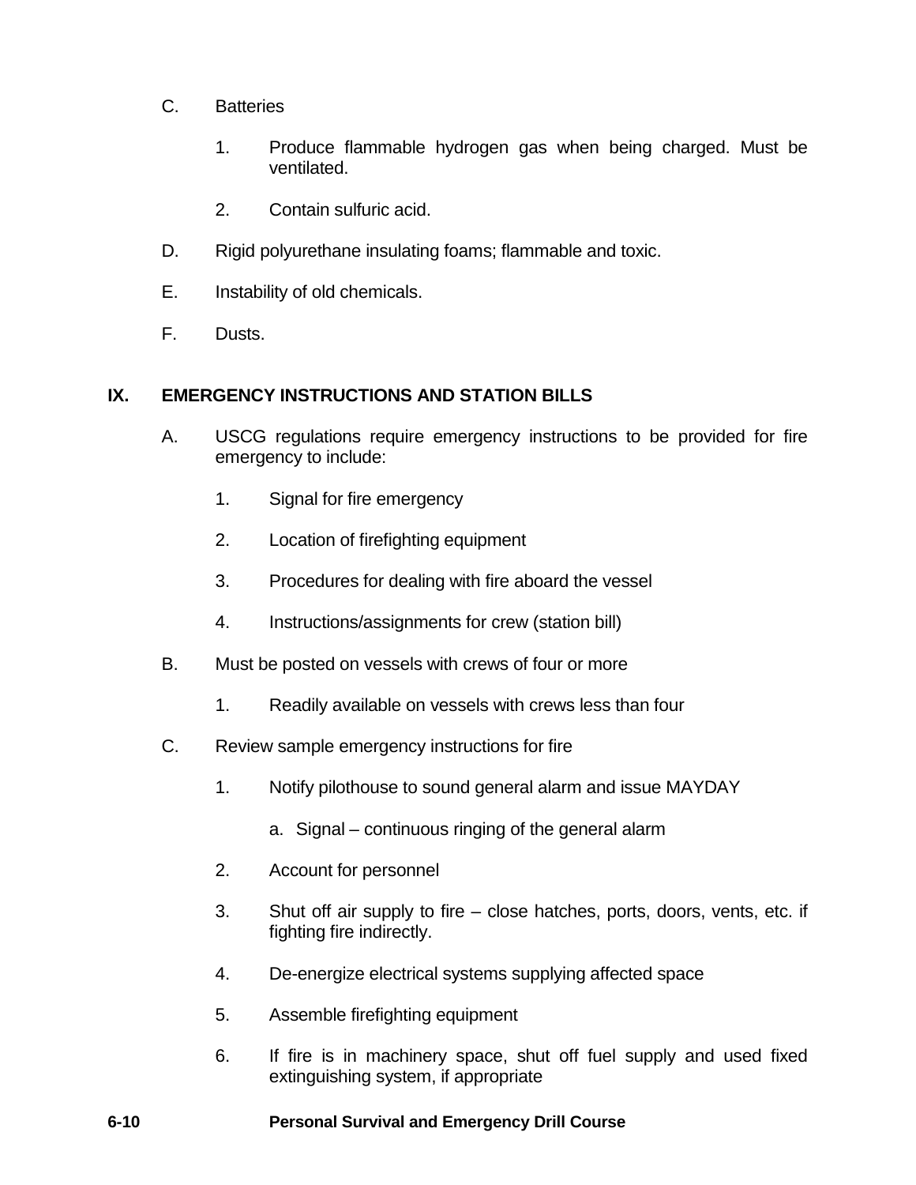C. Batteries

   1. Produce flammable hydrogen gas when being charged. Must be ventilated.

   2. Contain sulfuric acid.

D. Rigid polyurethane insulating foams; flammable and toxic.

E. Instability of old chemicals.

F. Dusts.

## IX. EMERGENCY INSTRUCTIONS AND STATION BILLS

A. USCG regulations require emergency instructions to be provided for fire emergency to include:

   1. Signal for fire emergency

   2. Location of firefighting equipment

   3. Procedures for dealing with fire aboard the vessel

   4. Instructions/assignments for crew (station bill)

B. Must be posted on vessels with crews of four or more

   1. Readily available on vessels with crews less than four

C. Review sample emergency instructions for fire

   1. Notify pilothouse to sound general alarm and issue MAYDAY

      a. Signal – continuous ringing of the general alarm

   2. Account for personnel

   3. Shut off air supply to fire – close hatches, ports, doors, vents, etc. if fighting fire indirectly.

   4. De-energize electrical systems supplying affected space

   5. Assemble firefighting equipment

   6. If fire is in machinery space, shut off fuel supply and used fixed extinguishing system, if appropriate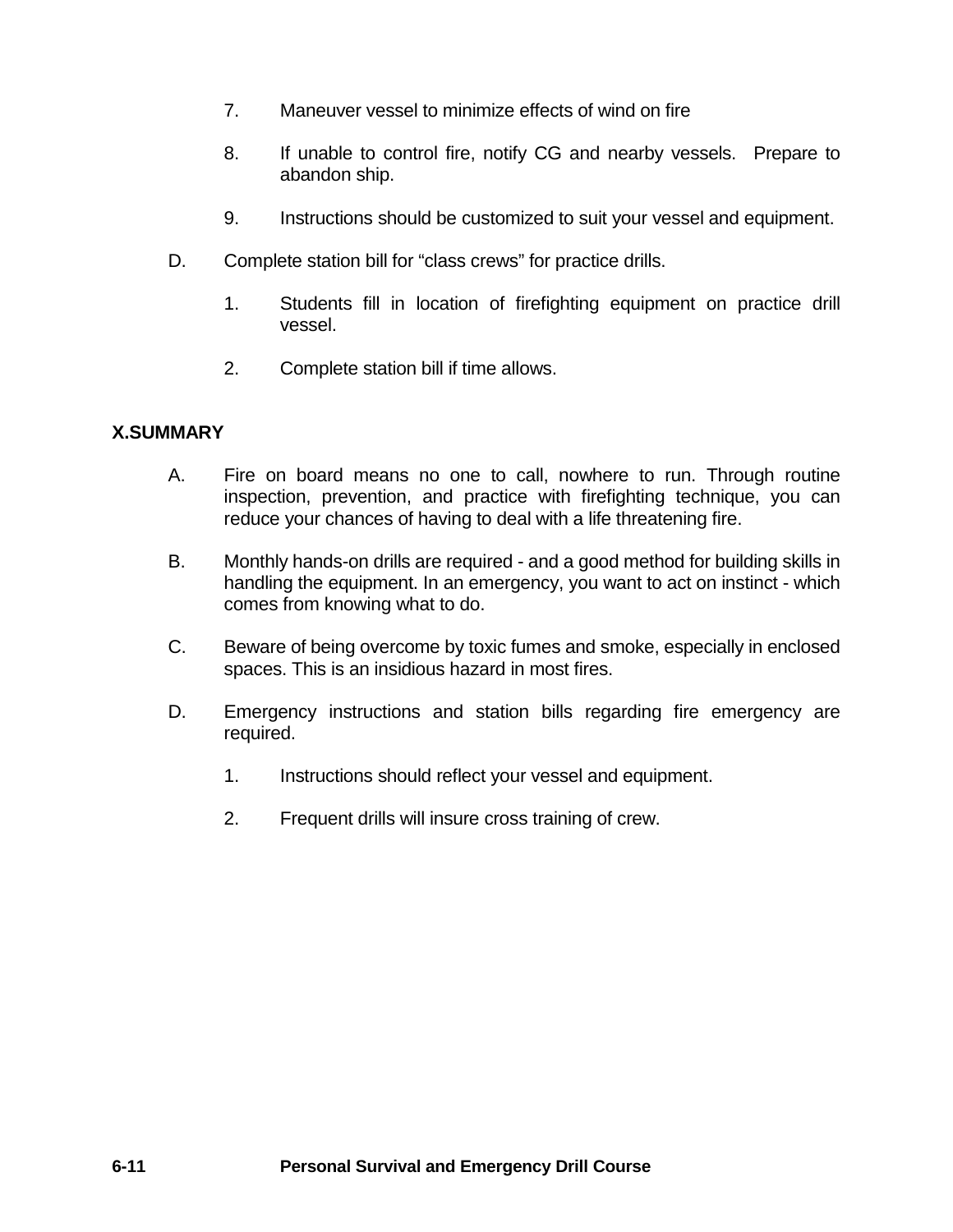7. Maneuver vessel to minimize effects of wind on fire

8. If unable to control fire, notify CG and nearby vessels. Prepare to abandon ship.

9. Instructions should be customized to suit your vessel and equipment.

D. Complete station bill for "class crews" for practice drills.

   1. Students fill in location of firefighting equipment on practice drill vessel.

   2. Complete station bill if time allows.

## X. SUMMARY

A. Fire on board means no one to call, nowhere to run. Through routine inspection, prevention, and practice with firefighting technique, you can reduce your chances of having to deal with a life threatening fire.

B. Monthly hands-on drills are required - and a good method for building skills in handling the equipment. In an emergency, you want to act on instinct - which comes from knowing what to do.

C. Beware of being overcome by toxic fumes and smoke, especially in enclosed spaces. This is an insidious hazard in most fires.

D. Emergency instructions and station bills regarding fire emergency are required.

   1. Instructions should reflect your vessel and equipment.

   2. Frequent drills will insure cross training of crew.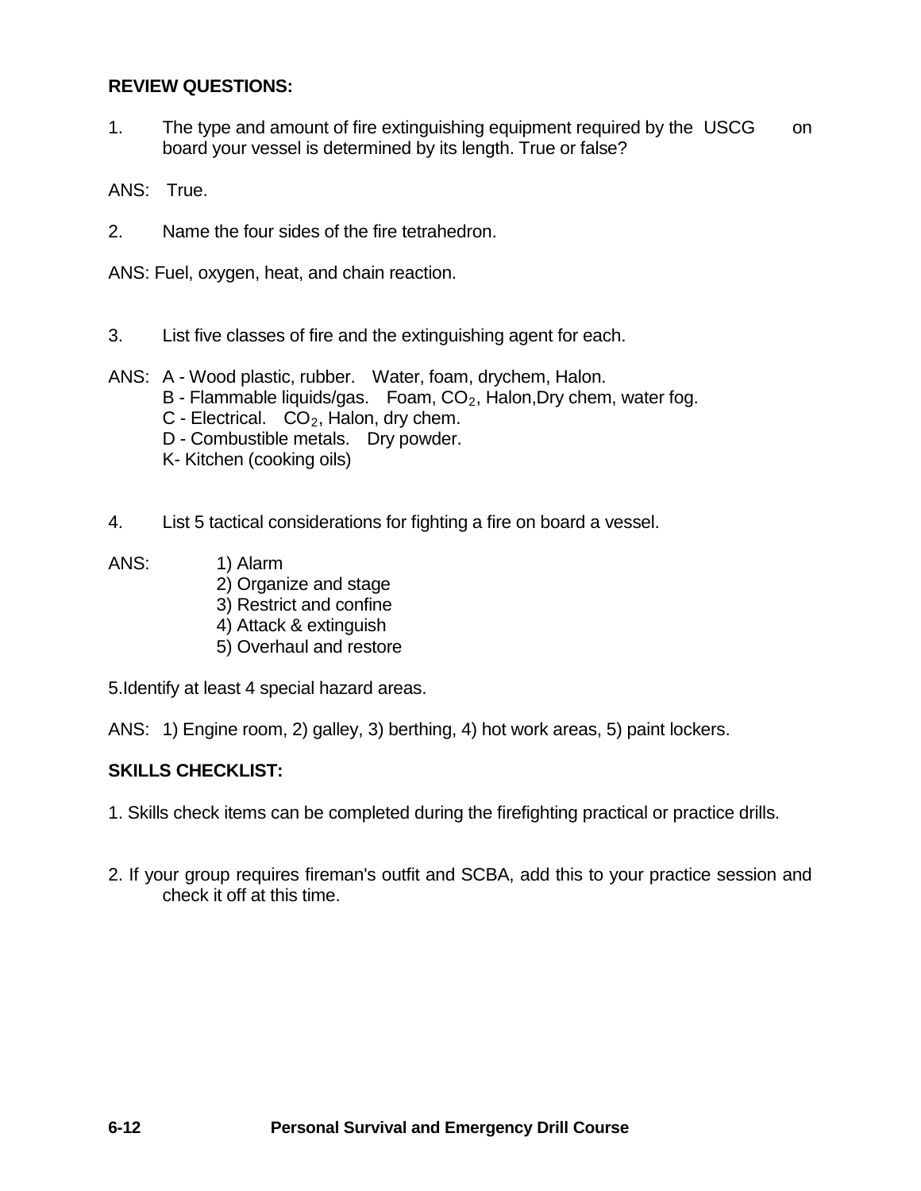**REVIEW QUESTIONS:**

1. The type and amount of fire extinguishing equipment required by the USCG on board your vessel is determined by its length. True or false?

ANS: True.

2. Name the four sides of the fire tetrahedron.

ANS: Fuel, oxygen, heat, and chain reaction.

3. List five classes of fire and the extinguishing agent for each.

ANS: A - Wood plastic, rubber. Water, foam, drychem, Halon.
B - Flammable liquids/gas. Foam, $CO_2$, Halon,Dry chem, water fog.
C - Electrical. $CO_2$, Halon, dry chem.
D - Combustible metals. Dry powder.
K- Kitchen (cooking oils)

4. List 5 tactical considerations for fighting a fire on board a vessel.

ANS:
1) Alarm
2) Organize and stage
3) Restrict and confine
4) Attack & extinguish
5) Overhaul and restore

5.Identify at least 4 special hazard areas.

ANS: 1) Engine room, 2) galley, 3) berthing, 4) hot work areas, 5) paint lockers.

**SKILLS CHECKLIST:**

1. Skills check items can be completed during the firefighting practical or practice drills.

2. If your group requires fireman's outfit and SCBA, add this to your practice session and check it off at this time.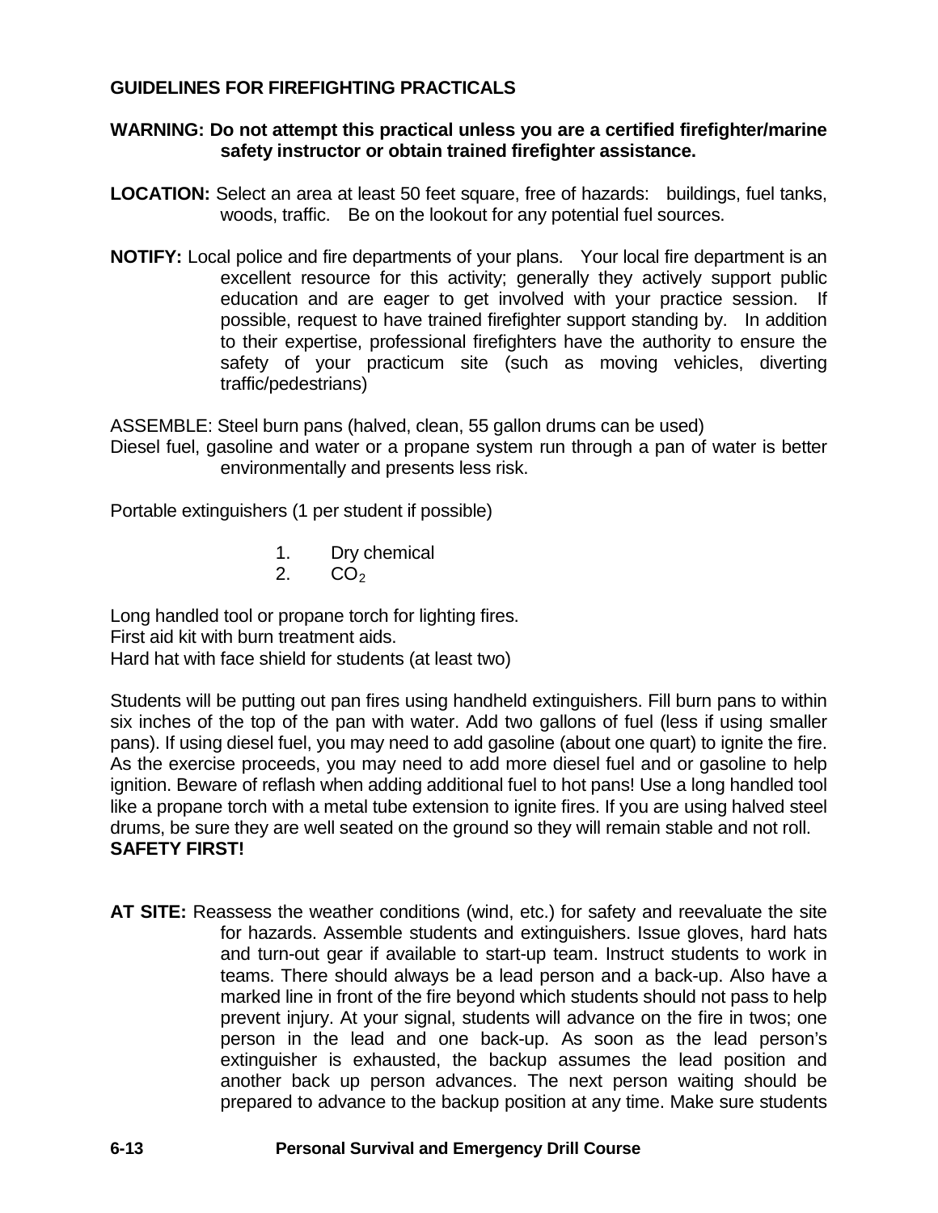## GUIDELINES FOR FIREFIGHTING PRACTICALS

**WARNING: Do not attempt this practical unless you are a certified firefighter/marine safety instructor or obtain trained firefighter assistance.**

**LOCATION:** Select an area at least 50 feet square, free of hazards: buildings, fuel tanks, woods, traffic. Be on the lookout for any potential fuel sources.

**NOTIFY:** Local police and fire departments of your plans. Your local fire department is an excellent resource for this activity; generally they actively support public education and are eager to get involved with your practice session. If possible, request to have trained firefighter support standing by. In addition to their expertise, professional firefighters have the authority to ensure the safety of your practicum site (such as moving vehicles, diverting traffic/pedestrians)

ASSEMBLE: Steel burn pans (halved, clean, 55 gallon drums can be used)
Diesel fuel, gasoline and water or a propane system run through a pan of water is better environmentally and presents less risk.

Portable extinguishers (1 per student if possible)

1. Dry chemical
2. $CO_2$

Long handled tool or propane torch for lighting fires.
First aid kit with burn treatment aids.
Hard hat with face shield for students (at least two)

Students will be putting out pan fires using handheld extinguishers. Fill burn pans to within six inches of the top of the pan with water. Add two gallons of fuel (less if using smaller pans). If using diesel fuel, you may need to add gasoline (about one quart) to ignite the fire. As the exercise proceeds, you may need to add more diesel fuel and or gasoline to help ignition. Beware of reflash when adding additional fuel to hot pans! Use a long handled tool like a propane torch with a metal tube extension to ignite fires. If you are using halved steel drums, be sure they are well seated on the ground so they will remain stable and not roll.
**SAFETY FIRST!**

**AT SITE:** Reassess the weather conditions (wind, etc.) for safety and reevaluate the site for hazards. Assemble students and extinguishers. Issue gloves, hard hats and turn-out gear if available to start-up team. Instruct students to work in teams. There should always be a lead person and a back-up. Also have a marked line in front of the fire beyond which students should not pass to help prevent injury. At your signal, students will advance on the fire in twos; one person in the lead and one back-up. As soon as the lead person's extinguisher is exhausted, the backup assumes the lead position and another back up person advances. The next person waiting should be prepared to advance to the backup position at any time. Make sure students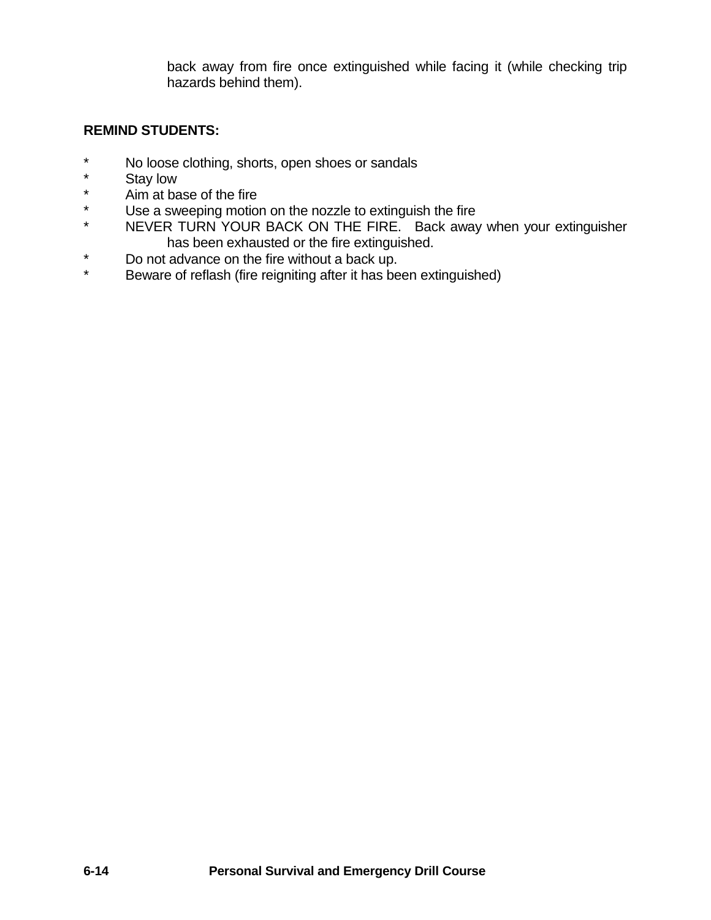back away from fire once extinguished while facing it (while checking trip hazards behind them).

**REMIND STUDENTS:**

* No loose clothing, shorts, open shoes or sandals
* Stay low
* Aim at base of the fire
* Use a sweeping motion on the nozzle to extinguish the fire
* NEVER TURN YOUR BACK ON THE FIRE. Back away when your extinguisher has been exhausted or the fire extinguished.
* Do not advance on the fire without a back up.
* Beware of reflash (fire reigniting after it has been extinguished)